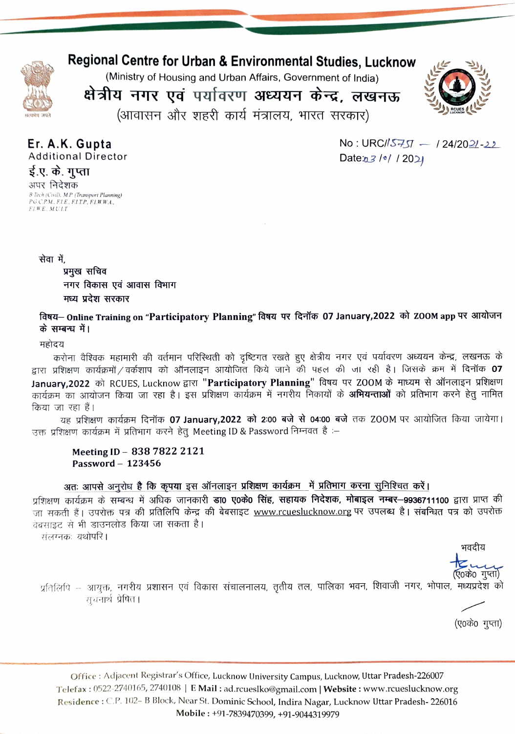# Regional Centre for Urban & Environmental Studies, Lucknow

(Ministry of Housing and Urban Affairs, Government of India)

## क्षेत्रीय नगर एवं पर्यावरण अध्ययन केन्द्र, लखनऊ

(आवासन और शहरी कार्य मंत्रालय, भारत सरकार)

**Er. A.K. Gupta**
Additional Director

**ई.ए. के. गुप्ता**
अपर निदेशक

*B.Tech (Civil), M.P. (Transport Planning)*
*P.G.C.P.M., F.I.E., F.I.T.P., F.I.W.W.A.,*
*F.I.W.E., M.U.I.T.*

No : URC//5757 — / 24/2021-22
Date: 03/01/2021

सेवा में,

**प्रमुख सचिव**
**नगर विकास एवं आवास विभाग**
**मध्य प्रदेश सरकार**

**विषय– Online Training on "Participatory Planning" विषय पर दिनॉक 07 January,2022 को ZOOM app पर आयोजन के सम्बन्ध में।**

महोदय

करोना वैश्विक महामारी की वर्तमान परिस्थिती को दृष्टिगत रखते हुए क्षेत्रीय नगर एवं पर्यावरण अध्ययन केन्द्र, लखनऊ के द्वारा प्रशिक्षण कार्यक्रमों / वर्कशाप को ऑनलाइन आयोजित किये जाने की पहल की जा रही है। जिसके क्रम में दिनॉक **07 January,2022** को RCUES, Lucknow द्वारा **"Participatory Planning"** विषय पर ZOOM के माध्यम से ऑनलाइन प्रशिक्षण कार्यक्रम का आयोजन किया जा रहा है। इस प्रशिक्षण कार्यक्रम में नगरीय निकायों के **अभियन्ताओं** को प्रतिभाग करने हेतु नामित किया जा रहा हैं।

यह प्रशिक्षण कार्यक्रम दिनॉक **07 January,2022 को 2:00 बजे से 04:00 बजे** तक ZOOM पर आयोजित किया जायेगा। उक्त प्रशिक्षण कार्यक्रम में प्रतिभाग करने हेतु Meeting ID & Password निम्नवत है :–

**Meeting ID – 838 7822 2121**
**Password – 123456**

**<u>अतः आपसे अनुरोध है कि कृपया इस ऑनलाइन प्रशिक्षण कार्यक्रम में प्रतिभाग करना सुनिश्चित करें।</u>**

प्रशिक्षण कार्यक्रम के सम्बन्ध में अधिक जानकारी **डा0 ए0के0 सिंह, सहायक निदेशक, मोबाइल नम्बर–9936711100** द्वारा प्राप्त की जा सकती हैं। उपरोक्त पत्र की प्रतिलिपि केन्द्र की बेबसाइट www.rcueslucknow.org पर उपलब्ध है। संबन्धित पत्र को उपरोक्त वबसाइट से भी डाउनलोड किया जा सकता है।

संलग्नकः यथोपरि।

भवदीय

(ए0के0 गुप्ता)

प्रतिलिपि – आयुक्त, नगरीय प्रशासन एवं विकास संचालनालय, तृतीय तल, पालिका भवन, शिवाजी नगर, भोपाल, मध्यप्रदेश को सूचनार्थ प्रेषित।

(ए0के0 गुप्ता)

Office : Adjacent Registrar's Office, Lucknow University Campus, Lucknow, Uttar Pradesh-226007
Telefax : 0522-2740165, 2740108 | E Mail : ad.rcueslko@gmail.com | Website : www.rcueslucknow.org
Residence : C.P. 102- B Block, Near St. Dominic School, Indira Nagar, Lucknow Uttar Pradesh- 226016
Mobile : +91-7839470399, +91-9044319979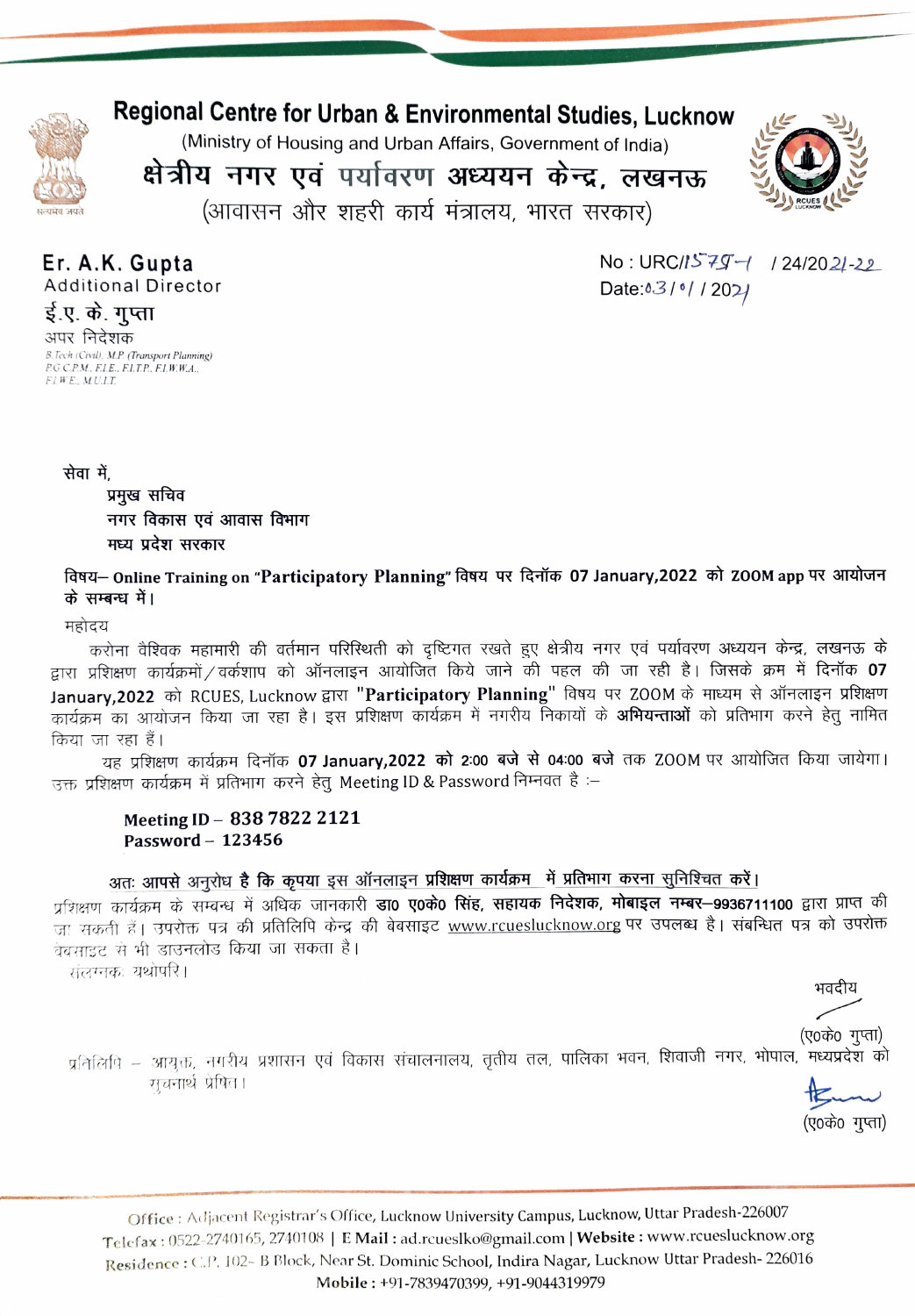# Regional Centre for Urban & Environmental Studies, Lucknow

(Ministry of Housing and Urban Affairs, Government of India)

## क्षेत्रीय नगर एवं पर्यावरण अध्ययन केन्द्र, लखनऊ

(आवासन और शहरी कार्य मंत्रालय, भारत सरकार)

**Er. A.K. Gupta**
Additional Director
**ई.ए. के. गुप्ता**
अपर निदेशक
*B.Tech (Civil), M.P (Transport Planning)*
*P.G.C.P.M., F.I.E., F.I.T.P., F.I.W.W.A.,*
*F.I.W.E., M.U.I.T.*

No : URC/1579-1 / 24/2021-22
Date: 03/01/2021

**सेवा में,**
**प्रमुख सचिव**
**नगर विकास एवं आवास विभाग**
**मध्य प्रदेश सरकार**

**विषय– Online Training on "Participatory Planning" विषय पर दिनॉक 07 January,2022 को ZOOM app पर आयोजन के सम्बन्ध में।**

महोदय

करोना वैश्विक महामारी की वर्तमान परिस्थिती को दृष्टिगत रखते हुए क्षेत्रीय नगर एवं पर्यावरण अध्ययन केन्द्र, लखनऊ के द्वारा प्रशिक्षण कार्यक्रमों/वर्कशाप को ऑनलाइन आयोजित किये जाने की पहल की जा रही है। जिसके क्रम में दिनॉक **07 January,2022** को RCUES, Lucknow द्वारा **"Participatory Planning"** विषय पर ZOOM के माध्यम से ऑनलाइन प्रशिक्षण कार्यक्रम का आयोजन किया जा रहा है। इस प्रशिक्षण कार्यक्रम में नगरीय निकायों के **अभियन्ताओं** को प्रतिभाग करने हेतु नामित किया जा रहा हैं।

यह प्रशिक्षण कार्यक्रम दिनॉक **07 January,2022 को 2:00 बजे से 04:00 बजे** तक ZOOM पर आयोजित किया जायेगा। उक्त प्रशिक्षण कार्यक्रम में प्रतिभाग करने हेतु Meeting ID & Password निम्नवत है :–

**Meeting ID – 838 7822 2121**
**Password – 123456**

**अतः आपसे अनुरोध है कि कृपया इस ऑनलाइन प्रशिक्षण कार्यक्रम में प्रतिभाग करना सुनिश्चित करें।**

प्रशिक्षण कार्यक्रम के सम्बन्ध में अधिक जानकारी **डा० ए०के० सिंह, सहायक निदेशक, मोबाइल नम्बर–9936711100** द्वारा प्राप्त की जा सकती है। उपरोक्त पत्र की प्रतिलिपि केन्द्र की बेबसाइट www.rcueslucknow.org पर उपलब्ध है। संबंधित पत्र को उपरोक्त बेवसाइट से भी डाउनलोड किया जा सकता है।

संलग्नक: यथोपरि।

भवदीय

(ए०के० गुप्ता)

प्रतिलिपि – आयुक्त, नगरीय प्रशासन एवं विकास संचालनालय, तृतीय तल, पालिका भवन, शिवाजी नगर, भोपाल, मध्यप्रदेश को सूचनार्थ प्रेषित।

(ए०के० गुप्ता)

Office : Adjacent Registrar's Office, Lucknow University Campus, Lucknow, Uttar Pradesh-226007
Telefax : 0522-2740165, 2740108 | E Mail : ad.rcueslko@gmail.com | Website : www.rcueslucknow.org
Residence : C.P. 102- B Block, Near St. Dominic School, Indira Nagar, Lucknow Uttar Pradesh- 226016
Mobile : +91-7839470399, +91-9044319979